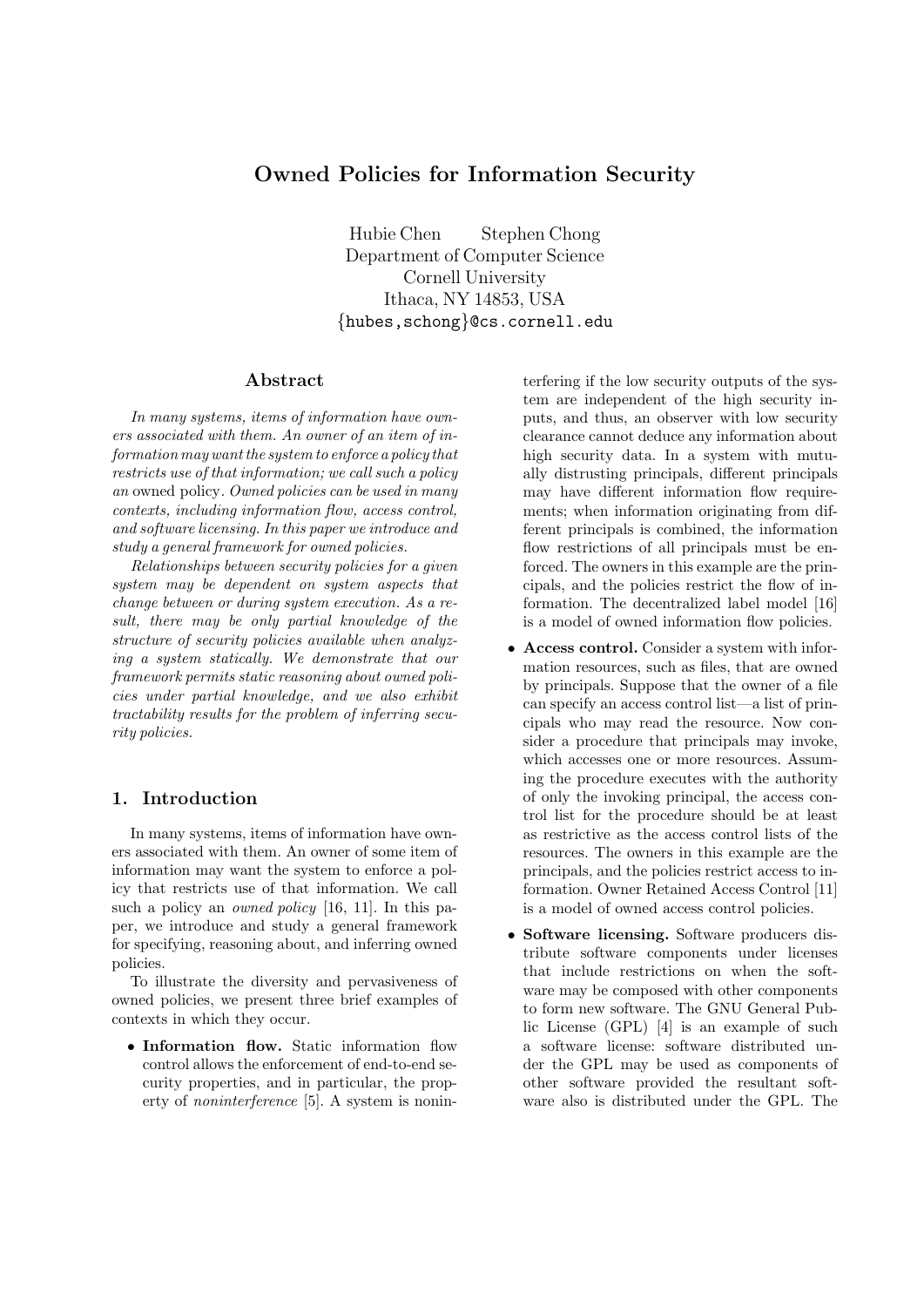# Owned Policies for Information Security

Hubie Chen  Stephen Chong
Department of Computer Science
Cornell University
Ithaca, NY 14853, USA
{hubes,schong}@cs.cornell.edu

## Abstract

*In many systems, items of information have owners associated with them. An owner of an item of information may want the system to enforce a policy that restricts use of that information; we call such a policy an* owned policy*. Owned policies can be used in many contexts, including information flow, access control, and software licensing. In this paper we introduce and study a general framework for owned policies.*

*Relationships between security policies for a given system may be dependent on system aspects that change between or during system execution. As a result, there may be only partial knowledge of the structure of security policies available when analyzing a system statically. We demonstrate that our framework permits static reasoning about owned policies under partial knowledge, and we also exhibit tractability results for the problem of inferring security policies.*

## 1. Introduction

In many systems, items of information have owners associated with them. An owner of some item of information may want the system to enforce a policy that restricts use of that information. We call such a policy an *owned policy* [16, 11]. In this paper, we introduce and study a general framework for specifying, reasoning about, and inferring owned policies.

To illustrate the diversity and pervasiveness of owned policies, we present three brief examples of contexts in which they occur.

- **Information flow.** Static information flow control allows the enforcement of end-to-end security properties, and in particular, the property of *noninterference* [5]. A system is noninterfering if the low security outputs of the system are independent of the high security inputs, and thus, an observer with low security clearance cannot deduce any information about high security data. In a system with mutually distrusting principals, different principals may have different information flow requirements; when information originating from different principals is combined, the information flow restrictions of all principals must be enforced. The owners in this example are the principals, and the policies restrict the flow of information. The decentralized label model [16] is a model of owned information flow policies.
- **Access control.** Consider a system with information resources, such as files, that are owned by principals. Suppose that the owner of a file can specify an access control list—a list of principals who may read the resource. Now consider a procedure that principals may invoke, which accesses one or more resources. Assuming the procedure executes with the authority of only the invoking principal, the access control list for the procedure should be at least as restrictive as the access control lists of the resources. The owners in this example are the principals, and the policies restrict access to information. Owner Retained Access Control [11] is a model of owned access control policies.
- **Software licensing.** Software producers distribute software components under licenses that include restrictions on when the software may be composed with other components to form new software. The GNU General Public License (GPL) [4] is an example of such a software license: software distributed under the GPL may be used as components of other software provided the resultant software also is distributed under the GPL. The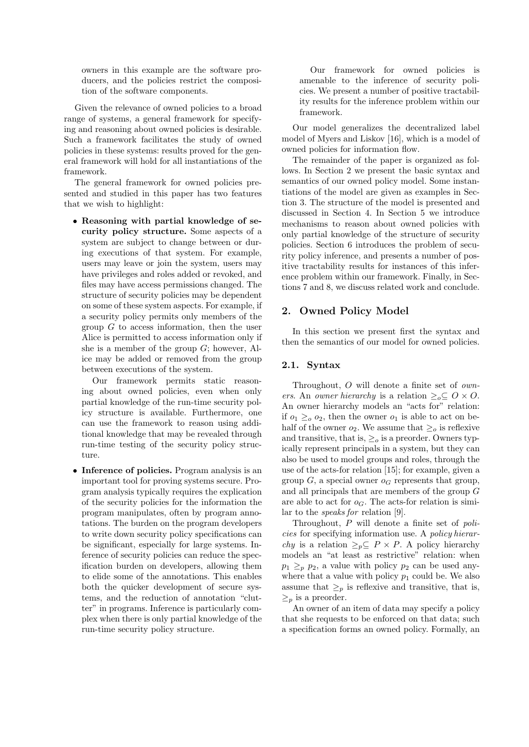owners in this example are the software producers, and the policies restrict the composition of the software components.

Given the relevance of owned policies to a broad range of systems, a general framework for specifying and reasoning about owned policies is desirable. Such a framework facilitates the study of owned policies in these systems: results proved for the general framework will hold for all instantiations of the framework.

The general framework for owned policies presented and studied in this paper has two features that we wish to highlight:

- **Reasoning with partial knowledge of security policy structure.** Some aspects of a system are subject to change between or during executions of that system. For example, users may leave or join the system, users may have privileges and roles added or revoked, and files may have access permissions changed. The structure of security policies may be dependent on some of these system aspects. For example, if a security policy permits only members of the group $G$ to access information, then the user Alice is permitted to access information only if she is a member of the group $G$; however, Alice may be added or removed from the group between executions of the system.

  Our framework permits static reasoning about owned policies, even when only partial knowledge of the run-time security policy structure is available. Furthermore, one can use the framework to reason using additional knowledge that may be revealed through run-time testing of the security policy structure.

- **Inference of policies.** Program analysis is an important tool for proving systems secure. Program analysis typically requires the explication of the security policies for the information the program manipulates, often by program annotations. The burden on the program developers to write down security policy specifications can be significant, especially for large systems. Inference of security policies can reduce the specification burden on developers, allowing them to elide some of the annotations. This enables both the quicker development of secure systems, and the reduction of annotation "clutter" in programs. Inference is particularly complex when there is only partial knowledge of the run-time security policy structure.

  Our framework for owned policies is amenable to the inference of security policies. We present a number of positive tractability results for the inference problem within our framework.

Our model generalizes the decentralized label model of Myers and Liskov [16], which is a model of owned policies for information flow.

The remainder of the paper is organized as follows. In Section 2 we present the basic syntax and semantics of our owned policy model. Some instantiations of the model are given as examples in Section 3. The structure of the model is presented and discussed in Section 4. In Section 5 we introduce mechanisms to reason about owned policies with only partial knowledge of the structure of security policies. Section 6 introduces the problem of security policy inference, and presents a number of positive tractability results for instances of this inference problem within our framework. Finally, in Sections 7 and 8, we discuss related work and conclude.

## 2. Owned Policy Model

In this section we present first the syntax and then the semantics of our model for owned policies.

### 2.1. Syntax

Throughout, $O$ will denote a finite set of *owners*. An *owner hierarchy* is a relation $\geq_o \subseteq O \times O$. An owner hierarchy models an "acts for" relation: if $o_1 \geq_o o_2$, then the owner $o_1$ is able to act on behalf of the owner $o_2$. We assume that $\geq_o$ is reflexive and transitive, that is, $\geq_o$ is a preorder. Owners typically represent principals in a system, but they can also be used to model groups and roles, through the use of the acts-for relation [15]; for example, given a group $G$, a special owner $o_G$ represents that group, and all principals that are members of the group $G$ are able to act for $o_G$. The acts-for relation is similar to the *speaks for* relation [9].

Throughout, $P$ will denote a finite set of *policies* for specifying information use. A *policy hierarchy* is a relation $\geq_p \subseteq P \times P$. A policy hierarchy models an "at least as restrictive" relation: when $p_1 \geq_p p_2$, a value with policy $p_2$ can be used anywhere that a value with policy $p_1$ could be. We also assume that $\geq_p$ is reflexive and transitive, that is, $\geq_p$ is a preorder.

An owner of an item of data may specify a policy that she requests to be enforced on that data; such a specification forms an owned policy. Formally, an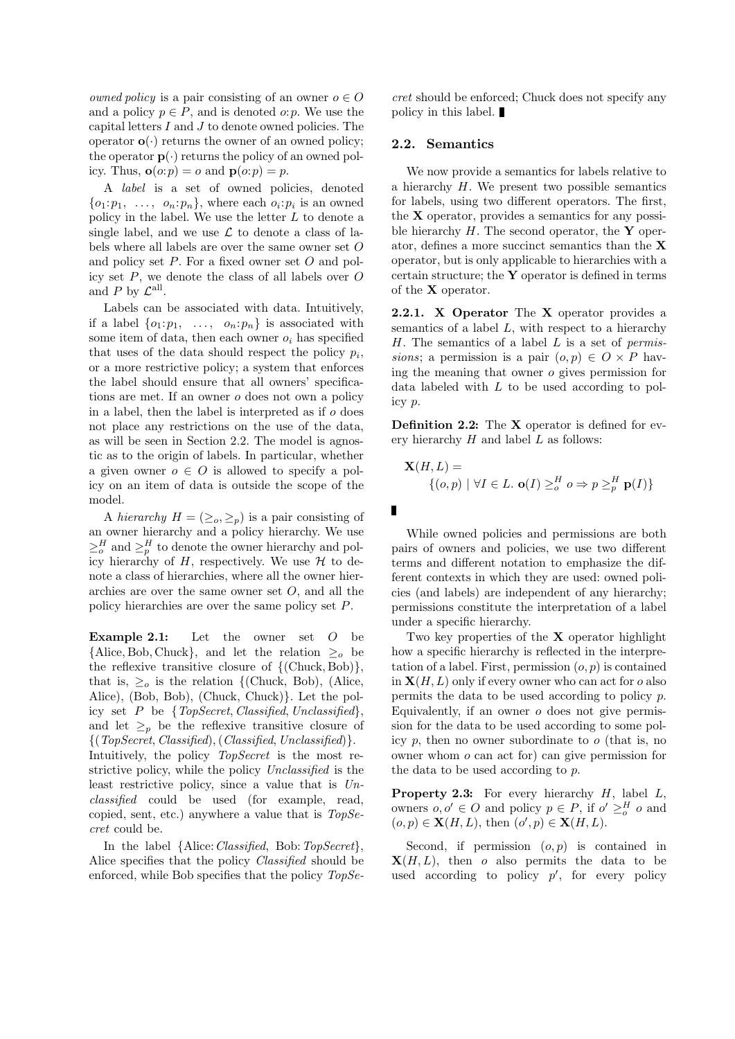*owned policy* is a pair consisting of an owner $o \in O$ and a policy $p \in P$, and is denoted $o{:}p$. We use the capital letters $I$ and $J$ to denote owned policies. The operator $\mathbf{o}(\cdot)$ returns the owner of an owned policy; the operator $\mathbf{p}(\cdot)$ returns the policy of an owned policy. Thus, $\mathbf{o}(o{:}p) = o$ and $\mathbf{p}(o{:}p) = p$.

A *label* is a set of owned policies, denoted $\{o_1{:}p_1, \ \ldots, \ o_n{:}p_n\}$, where each $o_i{:}p_i$ is an owned policy in the label. We use the letter $L$ to denote a single label, and we use $\mathcal{L}$ to denote a class of labels where all labels are over the same owner set $O$ and policy set $P$. For a fixed owner set $O$ and policy set $P$, we denote the class of all labels over $O$ and $P$ by $\mathcal{L}^{\mathrm{all}}$.

Labels can be associated with data. Intuitively, if a label $\{o_1{:}p_1, \ \ldots, \ o_n{:}p_n\}$ is associated with some item of data, then each owner $o_i$ has specified that uses of the data should respect the policy $p_i$, or a more restrictive policy; a system that enforces the label should ensure that all owners' specifications are met. If an owner $o$ does not own a policy in a label, then the label is interpreted as if $o$ does not place any restrictions on the use of the data, as will be seen in Section 2.2. The model is agnostic as to the origin of labels. In particular, whether a given owner $o \in O$ is allowed to specify a policy on an item of data is outside the scope of the model.

A *hierarchy* $H = (\geq_o, \geq_p)$ is a pair consisting of an owner hierarchy and a policy hierarchy. We use $\geq_o^H$ and $\geq_p^H$ to denote the owner hierarchy and policy hierarchy of $H$, respectively. We use $\mathcal{H}$ to denote a class of hierarchies, where all the owner hierarchies are over the same owner set $O$, and all the policy hierarchies are over the same policy set $P$.

**Example 2.1:** Let the owner set $O$ be $\{\mathrm{Alice}, \mathrm{Bob}, \mathrm{Chuck}\}$, and let the relation $\geq_o$ be the reflexive transitive closure of $\{(\mathrm{Chuck}, \mathrm{Bob})\}$, that is, $\geq_o$ is the relation {(Chuck, Bob), (Alice, Alice), (Bob, Bob), (Chuck, Chuck)}. Let the policy set $P$ be {*TopSecret*, *Classified*, *Unclassified*}, and let $\geq_p$ be the reflexive transitive closure of {(*TopSecret*, *Classified*), (*Classified*, *Unclassified*)}. Intuitively, the policy *TopSecret* is the most restrictive policy, while the policy *Unclassified* is the least restrictive policy, since a value that is *Unclassified* could be used (for example, read, copied, sent, etc.) anywhere a value that is *TopSecret* could be.

In the label {Alice: *Classified*, Bob: *TopSecret*}, Alice specifies that the policy *Classified* should be enforced, while Bob specifies that the policy *TopSecret* should be enforced; Chuck does not specify any policy in this label. ∎

## 2.2. Semantics

We now provide a semantics for labels relative to a hierarchy $H$. We present two possible semantics for labels, using two different operators. The first, the **X** operator, provides a semantics for any possible hierarchy $H$. The second operator, the **Y** operator, defines a more succinct semantics than the **X** operator, but is only applicable to hierarchies with a certain structure; the **Y** operator is defined in terms of the **X** operator.

**2.2.1. X Operator** The **X** operator provides a semantics of a label $L$, with respect to a hierarchy $H$. The semantics of a label $L$ is a set of *permissions*; a permission is a pair $(o, p) \in O \times P$ having the meaning that owner $o$ gives permission for data labeled with $L$ to be used according to policy $p$.

**Definition 2.2:** The **X** operator is defined for every hierarchy $H$ and label $L$ as follows:

$$\mathbf{X}(H, L) = \{(o, p) \mid \forall I \in L.\ \mathbf{o}(I) \geq_o^H o \Rightarrow p \geq_p^H \mathbf{p}(I)\}$$

∎

While owned policies and permissions are both pairs of owners and policies, we use two different terms and different notation to emphasize the different contexts in which they are used: owned policies (and labels) are independent of any hierarchy; permissions constitute the interpretation of a label under a specific hierarchy.

Two key properties of the **X** operator highlight how a specific hierarchy is reflected in the interpretation of a label. First, permission $(o, p)$ is contained in $\mathbf{X}(H, L)$ only if every owner who can act for $o$ also permits the data to be used according to policy $p$. Equivalently, if an owner $o$ does not give permission for the data to be used according to some policy $p$, then no owner subordinate to $o$ (that is, no owner whom $o$ can act for) can give permission for the data to be used according to $p$.

**Property 2.3:** For every hierarchy $H$, label $L$, owners $o, o' \in O$ and policy $p \in P$, if $o' \geq_o^H o$ and $(o, p) \in \mathbf{X}(H, L)$, then $(o', p) \in \mathbf{X}(H, L)$.

Second, if permission $(o, p)$ is contained in $\mathbf{X}(H, L)$, then $o$ also permits the data to be used according to policy $p'$, for every policy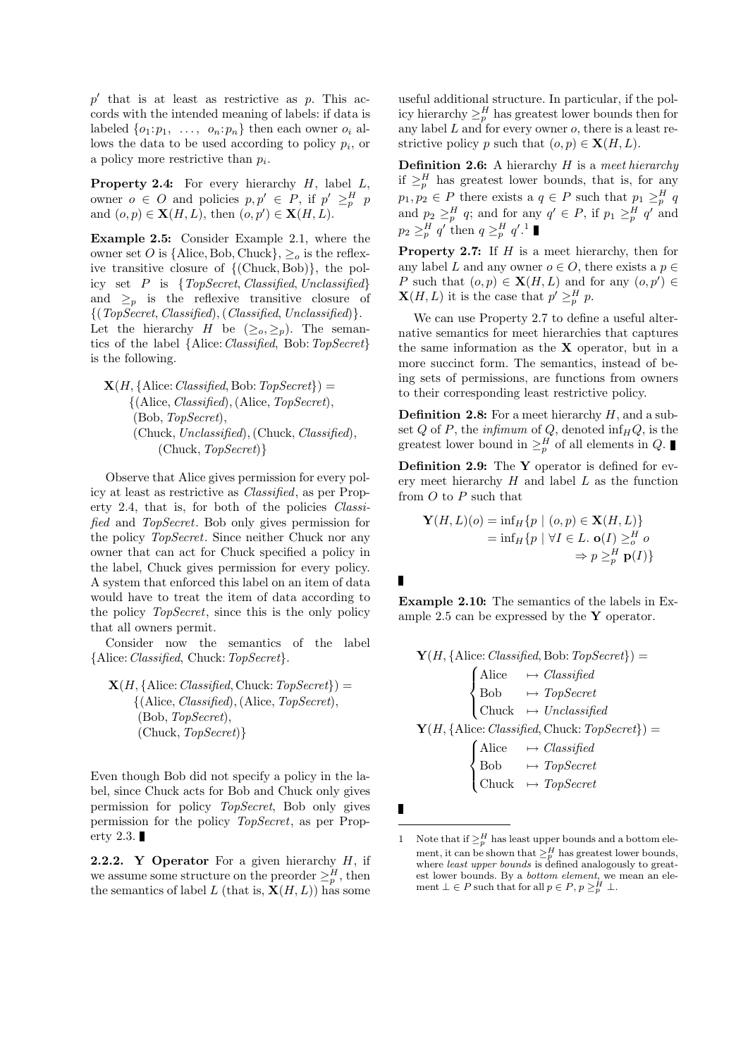$p'$ that is at least as restrictive as $p$. This accords with the intended meaning of labels: if data is labeled $\{o_1{:}p_1,\ \ldots,\ o_n{:}p_n\}$ then each owner $o_i$ allows the data to be used according to policy $p_i$, or a policy more restrictive than $p_i$.

**Property 2.4:** For every hierarchy $H$, label $L$, owner $o \in O$ and policies $p, p' \in P$, if $p' \geq_p^H p$ and $(o, p) \in \mathbf{X}(H, L)$, then $(o, p') \in \mathbf{X}(H, L)$.

**Example 2.5:** Consider Example 2.1, where the owner set $O$ is $\{\text{Alice}, \text{Bob}, \text{Chuck}\}$, $\geq_o$ is the reflexive transitive closure of $\{(\text{Chuck}, \text{Bob})\}$, the policy set $P$ is $\{\textit{TopSecret}, \textit{Classified}, \textit{Unclassified}\}$ and $\geq_p$ is the reflexive transitive closure of $\{(\textit{TopSecret}, \textit{Classified}), (\textit{Classified}, \textit{Unclassified})\}$. Let the hierarchy $H$ be $(\geq_o, \geq_p)$. The semantics of the label $\{\text{Alice}{:}\,\textit{Classified},\ \text{Bob}{:}\,\textit{TopSecret}\}$ is the following.

$$
\begin{aligned}
\mathbf{X}(H, \{\text{Alice}{:}\,\textit{Classified}, \text{Bob}{:}\,\textit{TopSecret}\}) = \\
\{(\text{Alice}, \textit{Classified}), (\text{Alice}, \textit{TopSecret}), \\
(\text{Bob}, \textit{TopSecret}), \\
(\text{Chuck}, \textit{Unclassified}), (\text{Chuck}, \textit{Classified}), \\
(\text{Chuck}, \textit{TopSecret})\}
\end{aligned}
$$

Observe that Alice gives permission for every policy at least as restrictive as *Classified*, as per Property 2.4, that is, for both of the policies *Classified* and *TopSecret*. Bob only gives permission for the policy *TopSecret*. Since neither Chuck nor any owner that can act for Chuck specified a policy in the label, Chuck gives permission for every policy. A system that enforced this label on an item of data would have to treat the item of data according to the policy *TopSecret*, since this is the only policy that all owners permit.

Consider now the semantics of the label $\{\text{Alice}{:}\,\textit{Classified},\ \text{Chuck}{:}\,\textit{TopSecret}\}$.

$$
\begin{aligned}
\mathbf{X}(H, \{\text{Alice}{:}\,\textit{Classified}, \text{Chuck}{:}\,\textit{TopSecret}\}) = \\
\{(\text{Alice}, \textit{Classified}), (\text{Alice}, \textit{TopSecret}), \\
(\text{Bob}, \textit{TopSecret}), \\
(\text{Chuck}, \textit{TopSecret})\}
\end{aligned}
$$

Even though Bob did not specify a policy in the label, since Chuck acts for Bob and Chuck only gives permission for policy *TopSecret*, Bob only gives permission for the policy *TopSecret*, as per Property 2.3. ∎

**2.2.2. Y Operator** For a given hierarchy $H$, if we assume some structure on the preorder $\geq_p^H$, then the semantics of label $L$ (that is, $\mathbf{X}(H, L)$) has some useful additional structure. In particular, if the policy hierarchy $\geq_p^H$ has greatest lower bounds then for any label $L$ and for every owner $o$, there is a least restrictive policy $p$ such that $(o, p) \in \mathbf{X}(H, L)$.

**Definition 2.6:** A hierarchy $H$ is a *meet hierarchy* if $\geq_p^H$ has greatest lower bounds, that is, for any $p_1, p_2 \in P$ there exists a $q \in P$ such that $p_1 \geq_p^H q$ and $p_2 \geq_p^H q$; and for any $q' \in P$, if $p_1 \geq_p^H q'$ and $p_2 \geq_p^H q'$ then $q \geq_p^H q'$.[1] ∎

**Property 2.7:** If $H$ is a meet hierarchy, then for any label $L$ and any owner $o \in O$, there exists a $p \in P$ such that $(o, p) \in \mathbf{X}(H, L)$ and for any $(o, p') \in \mathbf{X}(H, L)$ it is the case that $p' \geq_p^H p$.

We can use Property 2.7 to define a useful alternative semantics for meet hierarchies that captures the same information as the $\mathbf{X}$ operator, but in a more succinct form. The semantics, instead of being sets of permissions, are functions from owners to their corresponding least restrictive policy.

**Definition 2.8:** For a meet hierarchy $H$, and a subset $Q$ of $P$, the *infimum* of $Q$, denoted $\inf_H Q$, is the greatest lower bound in $\geq_p^H$ of all elements in $Q$. ∎

**Definition 2.9:** The $\mathbf{Y}$ operator is defined for every meet hierarchy $H$ and label $L$ as the function from $O$ to $P$ such that

$$
\begin{aligned}
\mathbf{Y}(H, L)(o) &= \inf_H \{p \mid (o, p) \in \mathbf{X}(H, L)\} \\
&= \inf_H \{p \mid \forall I \in L.\ \mathbf{o}(I) \geq_o^H o \\
&\qquad\qquad \Rightarrow p \geq_p^H \mathbf{p}(I)\}
\end{aligned}
$$

∎

**Example 2.10:** The semantics of the labels in Example 2.5 can be expressed by the $\mathbf{Y}$ operator.

$$
\begin{aligned}
&\mathbf{Y}(H, \{\text{Alice}{:}\,\textit{Classified}, \text{Bob}{:}\,\textit{TopSecret}\}) = \\
&\qquad \begin{cases} \text{Alice} & \mapsto \textit{Classified} \\ \text{Bob} & \mapsto \textit{TopSecret} \\ \text{Chuck} & \mapsto \textit{Unclassified} \end{cases} \\
&\mathbf{Y}(H, \{\text{Alice}{:}\,\textit{Classified}, \text{Chuck}{:}\,\textit{TopSecret}\}) = \\
&\qquad \begin{cases} \text{Alice} & \mapsto \textit{Classified} \\ \text{Bob} & \mapsto \textit{TopSecret} \\ \text{Chuck} & \mapsto \textit{TopSecret} \end{cases}
\end{aligned}
$$

∎

---

[1] Note that if $\geq_p^H$ has least upper bounds and a bottom element, it can be shown that $\geq_p^H$ has greatest lower bounds, where *least upper bounds* is defined analogously to greatest lower bounds. By a *bottom element*, we mean an element $\bot \in P$ such that for all $p \in P$, $p \geq_p^H \bot$.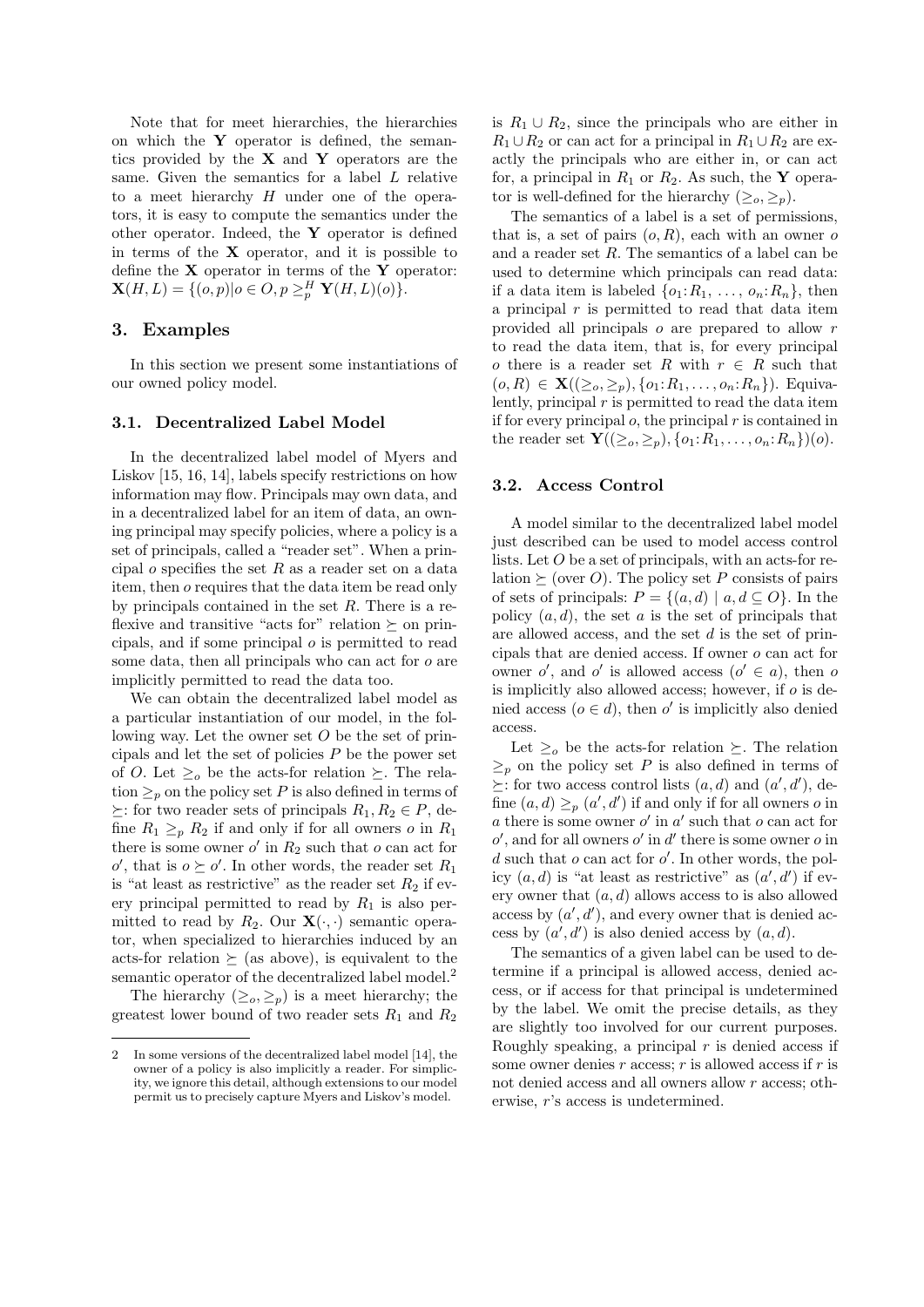Note that for meet hierarchies, the hierarchies on which the **Y** operator is defined, the semantics provided by the **X** and **Y** operators are the same. Given the semantics for a label $L$ relative to a meet hierarchy $H$ under one of the operators, it is easy to compute the semantics under the other operator. Indeed, the **Y** operator is defined in terms of the **X** operator, and it is possible to define the **X** operator in terms of the **Y** operator: $\mathbf{X}(H, L) = \{(o, p) | o \in O, p \geq_p^H \mathbf{Y}(H, L)(o)\}$.

## 3. Examples

In this section we present some instantiations of our owned policy model.

### 3.1. Decentralized Label Model

In the decentralized label model of Myers and Liskov [15, 16, 14], labels specify restrictions on how information may flow. Principals may own data, and in a decentralized label for an item of data, an owning principal may specify policies, where a policy is a set of principals, called a "reader set". When a principal $o$ specifies the set $R$ as a reader set on a data item, then $o$ requires that the data item be read only by principals contained in the set $R$. There is a reflexive and transitive "acts for" relation $\succeq$ on principals, and if some principal $o$ is permitted to read some data, then all principals who can act for $o$ are implicitly permitted to read the data too.

We can obtain the decentralized label model as a particular instantiation of our model, in the following way. Let the owner set $O$ be the set of principals and let the set of policies $P$ be the power set of $O$. Let $\geq_o$ be the acts-for relation $\succeq$. The relation $\geq_p$ on the policy set $P$ is also defined in terms of $\succeq$: for two reader sets of principals $R_1, R_2 \in P$, define $R_1 \geq_p R_2$ if and only if for all owners $o$ in $R_1$ there is some owner $o'$ in $R_2$ such that $o$ can act for $o'$, that is $o \succeq o'$. In other words, the reader set $R_1$ is "at least as restrictive" as the reader set $R_2$ if every principal permitted to read by $R_1$ is also permitted to read by $R_2$. Our $\mathbf{X}(\cdot,\cdot)$ semantic operator, when specialized to hierarchies induced by an acts-for relation $\succeq$ (as above), is equivalent to the semantic operator of the decentralized label model.[2]

The hierarchy $(\geq_o, \geq_p)$ is a meet hierarchy; the greatest lower bound of two reader sets $R_1$ and $R_2$ is $R_1 \cup R_2$, since the principals who are either in $R_1 \cup R_2$ or can act for a principal in $R_1 \cup R_2$ are exactly the principals who are either in, or can act for, a principal in $R_1$ or $R_2$. As such, the **Y** operator is well-defined for the hierarchy $(\geq_o, \geq_p)$.

The semantics of a label is a set of permissions, that is, a set of pairs $(o, R)$, each with an owner $o$ and a reader set $R$. The semantics of a label can be used to determine which principals can read data: if a data item is labeled $\{o_1\colon R_1, \ldots, o_n\colon R_n\}$, then a principal $r$ is permitted to read that data item provided all principals $o$ are prepared to allow $r$ to read the data item, that is, for every principal $o$ there is a reader set $R$ with $r \in R$ such that $(o, R) \in \mathbf{X}((\geq_o, \geq_p), \{o_1\colon R_1, \ldots, o_n\colon R_n\})$. Equivalently, principal $r$ is permitted to read the data item if for every principal $o$, the principal $r$ is contained in the reader set $\mathbf{Y}((\geq_o, \geq_p), \{o_1\colon R_1, \ldots, o_n\colon R_n\})(o)$.

### 3.2. Access Control

A model similar to the decentralized label model just described can be used to model access control lists. Let $O$ be a set of principals, with an acts-for relation $\succeq$ (over $O$). The policy set $P$ consists of pairs of sets of principals: $P = \{(a, d) \mid a, d \subseteq O\}$. In the policy $(a, d)$, the set $a$ is the set of principals that are allowed access, and the set $d$ is the set of principals that are denied access. If owner $o$ can act for owner $o'$, and $o'$ is allowed access ($o' \in a$), then $o$ is implicitly also allowed access; however, if $o$ is denied access ($o \in d$), then $o'$ is implicitly also denied access.

Let $\geq_o$ be the acts-for relation $\succeq$. The relation $\geq_p$ on the policy set $P$ is also defined in terms of $\succeq$: for two access control lists $(a, d)$ and $(a', d')$, define $(a, d) \geq_p (a', d')$ if and only if for all owners $o$ in $a$ there is some owner $o'$ in $a'$ such that $o$ can act for $o'$, and for all owners $o'$ in $d'$ there is some owner $o$ in $d$ such that $o$ can act for $o'$. In other words, the policy $(a, d)$ is "at least as restrictive" as $(a', d')$ if every owner that $(a, d)$ allows access to is also allowed access by $(a', d')$, and every owner that is denied access by $(a', d')$ is also denied access by $(a, d)$.

The semantics of a given label can be used to determine if a principal is allowed access, denied access, or if access for that principal is undetermined by the label. We omit the precise details, as they are slightly too involved for our current purposes. Roughly speaking, a principal $r$ is denied access if some owner denies $r$ access; $r$ is allowed access if $r$ is not denied access and all owners allow $r$ access; otherwise, $r$'s access is undetermined.

---

[2] In some versions of the decentralized label model [14], the owner of a policy is also implicitly a reader. For simplicity, we ignore this detail, although extensions to our model permit us to precisely capture Myers and Liskov's model.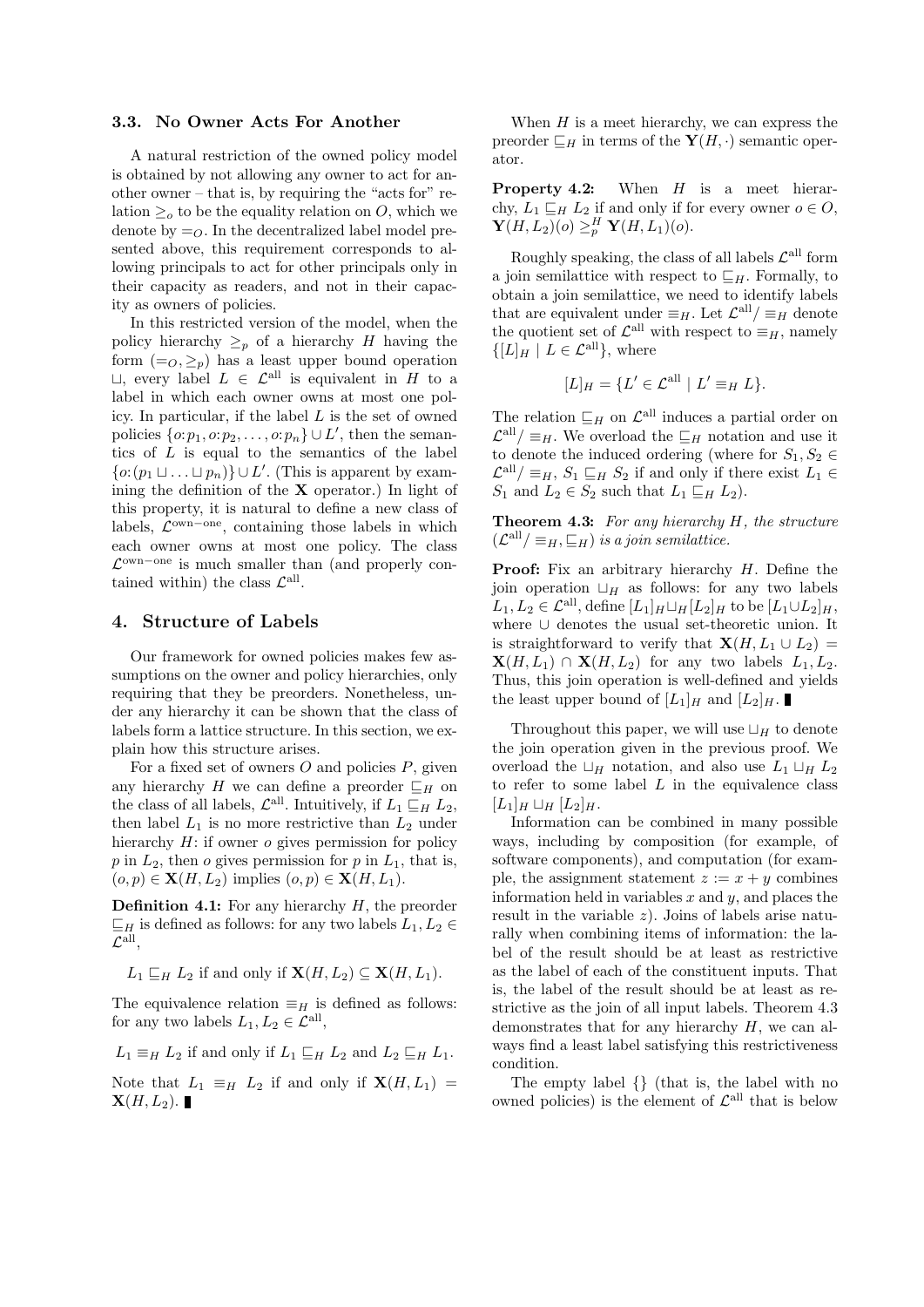### 3.3. No Owner Acts For Another

A natural restriction of the owned policy model is obtained by not allowing any owner to act for another owner – that is, by requiring the "acts for" relation $\geq_o$ to be the equality relation on $O$, which we denote by $=_O$. In the decentralized label model presented above, this requirement corresponds to allowing principals to act for other principals only in their capacity as readers, and not in their capacity as owners of policies.

In this restricted version of the model, when the policy hierarchy $\geq_p$ of a hierarchy $H$ having the form $(=_O, \geq_p)$ has a least upper bound operation $\sqcup$, every label $L \in \mathcal{L}^{\text{all}}$ is equivalent in $H$ to a label in which each owner owns at most one policy. In particular, if the label $L$ is the set of owned policies $\{o{:}p_1, o{:}p_2, \ldots, o{:}p_n\} \cup L'$, then the semantics of $L$ is equal to the semantics of the label $\{o{:}(p_1 \sqcup \ldots \sqcup p_n)\} \cup L'$. (This is apparent by examining the definition of the $\mathbf{X}$ operator.) In light of this property, it is natural to define a new class of labels, $\mathcal{L}^{\text{own-one}}$, containing those labels in which each owner owns at most one policy. The class $\mathcal{L}^{\text{own-one}}$ is much smaller than (and properly contained within) the class $\mathcal{L}^{\text{all}}$.

## 4. Structure of Labels

Our framework for owned policies makes few assumptions on the owner and policy hierarchies, only requiring that they be preorders. Nonetheless, under any hierarchy it can be shown that the class of labels form a lattice structure. In this section, we explain how this structure arises.

For a fixed set of owners $O$ and policies $P$, given any hierarchy $H$ we can define a preorder $\sqsubseteq_H$ on the class of all labels, $\mathcal{L}^{\text{all}}$. Intuitively, if $L_1 \sqsubseteq_H L_2$, then label $L_1$ is no more restrictive than $L_2$ under hierarchy $H$: if owner $o$ gives permission for policy $p$ in $L_2$, then $o$ gives permission for $p$ in $L_1$, that is, $(o, p) \in \mathbf{X}(H, L_2)$ implies $(o, p) \in \mathbf{X}(H, L_1)$.

**Definition 4.1:** For any hierarchy $H$, the preorder $\sqsubseteq_H$ is defined as follows: for any two labels $L_1, L_2 \in \mathcal{L}^{\text{all}}$,

$L_1 \sqsubseteq_H L_2$ if and only if $\mathbf{X}(H, L_2) \subseteq \mathbf{X}(H, L_1)$.

The equivalence relation $\equiv_H$ is defined as follows: for any two labels $L_1, L_2 \in \mathcal{L}^{\text{all}}$,

$L_1 \equiv_H L_2$ if and only if $L_1 \sqsubseteq_H L_2$ and $L_2 \sqsubseteq_H L_1$.

Note that $L_1 \equiv_H L_2$ if and only if $\mathbf{X}(H, L_1) = \mathbf{X}(H, L_2)$. ∎

When $H$ is a meet hierarchy, we can express the preorder $\sqsubseteq_H$ in terms of the $\mathbf{Y}(H, \cdot)$ semantic operator.

**Property 4.2:** When $H$ is a meet hierarchy, $L_1 \sqsubseteq_H L_2$ if and only if for every owner $o \in O$, $\mathbf{Y}(H, L_2)(o) \geq_p^H \mathbf{Y}(H, L_1)(o)$.

Roughly speaking, the class of all labels $\mathcal{L}^{\text{all}}$ form a join semilattice with respect to $\sqsubseteq_H$. Formally, to obtain a join semilattice, we need to identify labels that are equivalent under $\equiv_H$. Let $\mathcal{L}^{\text{all}}/\equiv_H$ denote the quotient set of $\mathcal{L}^{\text{all}}$ with respect to $\equiv_H$, namely $\{[L]_H \mid L \in \mathcal{L}^{\text{all}}\}$, where

$$[L]_H = \{L' \in \mathcal{L}^{\text{all}} \mid L' \equiv_H L\}.$$

The relation $\sqsubseteq_H$ on $\mathcal{L}^{\text{all}}$ induces a partial order on $\mathcal{L}^{\text{all}}/\equiv_H$. We overload the $\sqsubseteq_H$ notation and use it to denote the induced ordering (where for $S_1, S_2 \in \mathcal{L}^{\text{all}}/\equiv_H$, $S_1 \sqsubseteq_H S_2$ if and only if there exist $L_1 \in S_1$ and $L_2 \in S_2$ such that $L_1 \sqsubseteq_H L_2$).

**Theorem 4.3:** *For any hierarchy $H$, the structure $(\mathcal{L}^{\text{all}}/\equiv_H, \sqsubseteq_H)$ is a join semilattice.*

**Proof:** Fix an arbitrary hierarchy $H$. Define the join operation $\sqcup_H$ as follows: for any two labels $L_1, L_2 \in \mathcal{L}^{\text{all}}$, define $[L_1]_H \sqcup_H [L_2]_H$ to be $[L_1 \cup L_2]_H$, where $\cup$ denotes the usual set-theoretic union. It is straightforward to verify that $\mathbf{X}(H, L_1 \cup L_2) = \mathbf{X}(H, L_1) \cap \mathbf{X}(H, L_2)$ for any two labels $L_1, L_2$. Thus, this join operation is well-defined and yields the least upper bound of $[L_1]_H$ and $[L_2]_H$. ∎

Throughout this paper, we will use $\sqcup_H$ to denote the join operation given in the previous proof. We overload the $\sqcup_H$ notation, and also use $L_1 \sqcup_H L_2$ to refer to some label $L$ in the equivalence class $[L_1]_H \sqcup_H [L_2]_H$.

Information can be combined in many possible ways, including by composition (for example, of software components), and computation (for example, the assignment statement $z := x + y$ combines information held in variables $x$ and $y$, and places the result in the variable $z$). Joins of labels arise naturally when combining items of information: the label of the result should be at least as restrictive as the label of each of the constituent inputs. That is, the label of the result should be at least as restrictive as the join of all input labels. Theorem 4.3 demonstrates that for any hierarchy $H$, we can always find a least label satisfying this restrictiveness condition.

The empty label $\{\}$ (that is, the label with no owned policies) is the element of $\mathcal{L}^{\text{all}}$ that is below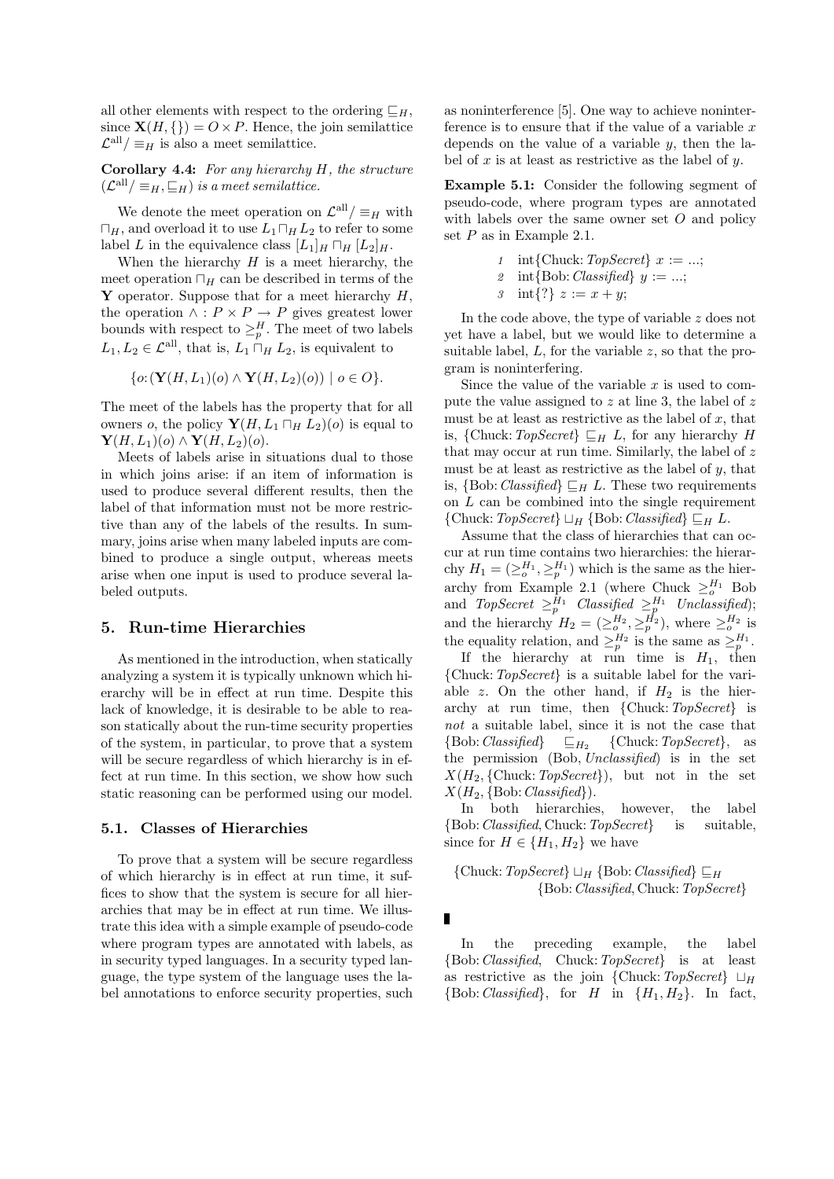all other elements with respect to the ordering $\sqsubseteq_H$, since $\mathbf{X}(H, \{\}) = O \times P$. Hence, the join semilattice $\mathcal{L}^{\text{all}}/\equiv_H$ is also a meet semilattice.

**Corollary 4.4:** *For any hierarchy $H$, the structure $(\mathcal{L}^{\text{all}}/\equiv_H, \sqsubseteq_H)$ is a meet semilattice.*

We denote the meet operation on $\mathcal{L}^{\text{all}}/\equiv_H$ with $\sqcap_H$, and overload it to use $L_1 \sqcap_H L_2$ to refer to some label $L$ in the equivalence class $[L_1]_H \sqcap_H [L_2]_H$.

When the hierarchy $H$ is a meet hierarchy, the meet operation $\sqcap_H$ can be described in terms of the $\mathbf{Y}$ operator. Suppose that for a meet hierarchy $H$, the operation $\wedge : P \times P \to P$ gives greatest lower bounds with respect to $\geq_p^H$. The meet of two labels $L_1, L_2 \in \mathcal{L}^{\text{all}}$, that is, $L_1 \sqcap_H L_2$, is equivalent to

$$\{o\colon(\mathbf{Y}(H, L_1)(o) \wedge \mathbf{Y}(H, L_2)(o)) \mid o \in O\}.$$

The meet of the labels has the property that for all owners $o$, the policy $\mathbf{Y}(H, L_1 \sqcap_H L_2)(o)$ is equal to $\mathbf{Y}(H, L_1)(o) \wedge \mathbf{Y}(H, L_2)(o)$.

Meets of labels arise in situations dual to those in which joins arise: if an item of information is used to produce several different results, then the label of that information must not be more restrictive than any of the labels of the results. In summary, joins arise when many labeled inputs are combined to produce a single output, whereas meets arise when one input is used to produce several labeled outputs.

## 5. Run-time Hierarchies

As mentioned in the introduction, when statically analyzing a system it is typically unknown which hierarchy will be in effect at run time. Despite this lack of knowledge, it is desirable to be able to reason statically about the run-time security properties of the system, in particular, to prove that a system will be secure regardless of which hierarchy is in effect at run time. In this section, we show how such static reasoning can be performed using our model.

### 5.1. Classes of Hierarchies

To prove that a system will be secure regardless of which hierarchy is in effect at run time, it suffices to show that the system is secure for all hierarchies that may be in effect at run time. We illustrate this idea with a simple example of pseudo-code where program types are annotated with labels, as in security typed languages. In a security typed language, the type system of the language uses the label annotations to enforce security properties, such as noninterference [5]. One way to achieve noninterference is to ensure that if the value of a variable $x$ depends on the value of a variable $y$, then the label of $x$ is at least as restrictive as the label of $y$.

**Example 5.1:** Consider the following segment of pseudo-code, where program types are annotated with labels over the same owner set $O$ and policy set $P$ as in Example 2.1.

```
1  int{Chuck: TopSecret} x := ...;
2  int{Bob: Classified} y := ...;
3  int{?} z := x + y;
```

In the code above, the type of variable $z$ does not yet have a label, but we would like to determine a suitable label, $L$, for the variable $z$, so that the program is noninterfering.

Since the value of the variable $x$ is used to compute the value assigned to $z$ at line 3, the label of $z$ must be at least as restrictive as the label of $x$, that is, $\{\text{Chuck}\colon \textit{TopSecret}\} \sqsubseteq_H L$, for any hierarchy $H$ that may occur at run time. Similarly, the label of $z$ must be at least as restrictive as the label of $y$, that is, $\{\text{Bob}\colon \textit{Classified}\} \sqsubseteq_H L$. These two requirements on $L$ can be combined into the single requirement $\{\text{Chuck}\colon \textit{TopSecret}\} \sqcup_H \{\text{Bob}\colon \textit{Classified}\} \sqsubseteq_H L$.

Assume that the class of hierarchies that can occur at run time contains two hierarchies: the hierarchy $H_1 = (\geq_o^{H_1}, \geq_p^{H_1})$ which is the same as the hierarchy from Example 2.1 (where Chuck $\geq_o^{H_1}$ Bob and *TopSecret* $\geq_p^{H_1}$ *Classified* $\geq_p^{H_1}$ *Unclassified*); and the hierarchy $H_2 = (\geq_o^{H_2}, \geq_p^{H_2})$, where $\geq_o^{H_2}$ is the equality relation, and $\geq_p^{H_2}$ is the same as $\geq_p^{H_1}$.

If the hierarchy at run time is $H_1$, then $\{\text{Chuck}\colon \textit{TopSecret}\}$ is a suitable label for the variable $z$. On the other hand, if $H_2$ is the hierarchy at run time, then $\{\text{Chuck}\colon \textit{TopSecret}\}$ is *not* a suitable label, since it is not the case that $\{\text{Bob}\colon \textit{Classified}\} \sqsubseteq_{H_2} \{\text{Chuck}\colon \textit{TopSecret}\}$, as the permission (Bob, *Unclassified*) is in the set $X(H_2, \{\text{Chuck}\colon \textit{TopSecret}\})$, but not in the set $X(H_2, \{\text{Bob}\colon \textit{Classified}\})$.

In both hierarchies, however, the label $\{\text{Bob}\colon \textit{Classified}, \text{Chuck}\colon \textit{TopSecret}\}$ is suitable, since for $H \in \{H_1, H_2\}$ we have

$$\{\text{Chuck}\colon \textit{TopSecret}\} \sqcup_H \{\text{Bob}\colon \textit{Classified}\} \sqsubseteq_H \{\text{Bob}\colon \textit{Classified}, \text{Chuck}\colon \textit{TopSecret}\}$$

∎

In the preceding example, the label $\{\text{Bob}\colon \textit{Classified}, \text{Chuck}\colon \textit{TopSecret}\}$ is at least as restrictive as the join $\{\text{Chuck}\colon \textit{TopSecret}\} \sqcup_H \{\text{Bob}\colon \textit{Classified}\}$, for $H$ in $\{H_1, H_2\}$. In fact,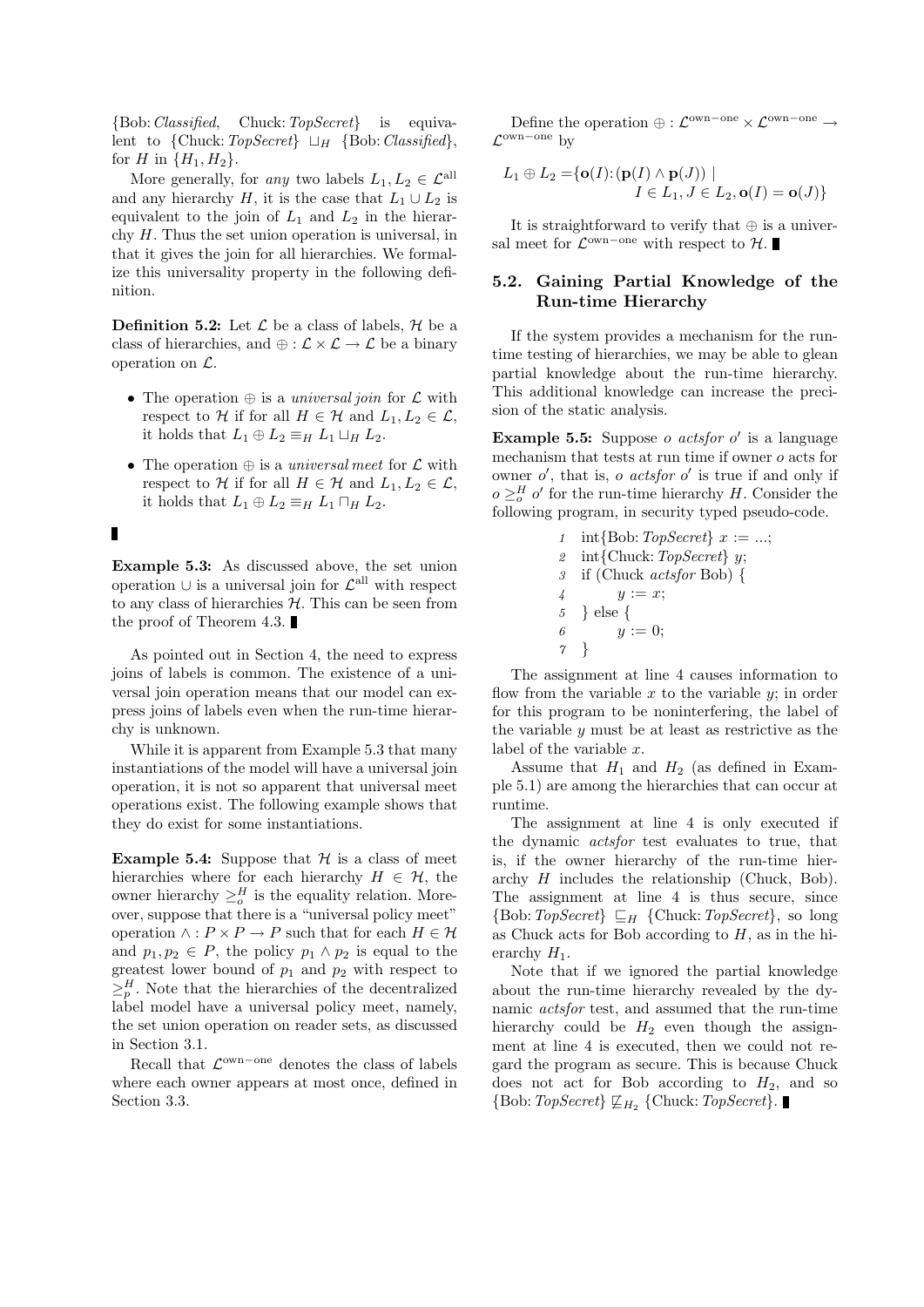{Bob: *Classified*, Chuck: *TopSecret*} is equivalent to {Chuck: *TopSecret*} $\sqcup_H$ {Bob: *Classified*}, for $H$ in $\{H_1, H_2\}$.

More generally, for *any* two labels $L_1, L_2 \in \mathcal{L}^{\mathrm{all}}$ and any hierarchy $H$, it is the case that $L_1 \cup L_2$ is equivalent to the join of $L_1$ and $L_2$ in the hierarchy $H$. Thus the set union operation is universal, in that it gives the join for all hierarchies. We formalize this universality property in the following definition.

**Definition 5.2:** Let $\mathcal{L}$ be a class of labels, $\mathcal{H}$ be a class of hierarchies, and $\oplus : \mathcal{L} \times \mathcal{L} \to \mathcal{L}$ be a binary operation on $\mathcal{L}$.

- The operation $\oplus$ is a *universal join* for $\mathcal{L}$ with respect to $\mathcal{H}$ if for all $H \in \mathcal{H}$ and $L_1, L_2 \in \mathcal{L}$, it holds that $L_1 \oplus L_2 \equiv_H L_1 \sqcup_H L_2$.
- The operation $\oplus$ is a *universal meet* for $\mathcal{L}$ with respect to $\mathcal{H}$ if for all $H \in \mathcal{H}$ and $L_1, L_2 \in \mathcal{L}$, it holds that $L_1 \oplus L_2 \equiv_H L_1 \sqcap_H L_2$.

∎

**Example 5.3:** As discussed above, the set union operation $\cup$ is a universal join for $\mathcal{L}^{\mathrm{all}}$ with respect to any class of hierarchies $\mathcal{H}$. This can be seen from the proof of Theorem 4.3. ∎

As pointed out in Section 4, the need to express joins of labels is common. The existence of a universal join operation means that our model can express joins of labels even when the run-time hierarchy is unknown.

While it is apparent from Example 5.3 that many instantiations of the model will have a universal join operation, it is not so apparent that universal meet operations exist. The following example shows that they do exist for some instantiations.

**Example 5.4:** Suppose that $\mathcal{H}$ is a class of meet hierarchies where for each hierarchy $H \in \mathcal{H}$, the owner hierarchy $\geq_o^H$ is the equality relation. Moreover, suppose that there is a "universal policy meet" operation $\wedge : P \times P \to P$ such that for each $H \in \mathcal{H}$ and $p_1, p_2 \in P$, the policy $p_1 \wedge p_2$ is equal to the greatest lower bound of $p_1$ and $p_2$ with respect to $\geq_p^H$. Note that the hierarchies of the decentralized label model have a universal policy meet, namely, the set union operation on reader sets, as discussed in Section 3.1.

Recall that $\mathcal{L}^{\mathrm{own-one}}$ denotes the class of labels where each owner appears at most once, defined in Section 3.3.

Define the operation $\oplus : \mathcal{L}^{\mathrm{own-one}} \times \mathcal{L}^{\mathrm{own-one}} \to \mathcal{L}^{\mathrm{own-one}}$ by

$$L_1 \oplus L_2 = \{\mathbf{o}(I) \colon (\mathbf{p}(I) \wedge \mathbf{p}(J)) \mid I \in L_1, J \in L_2, \mathbf{o}(I) = \mathbf{o}(J)\}$$

It is straightforward to verify that $\oplus$ is a universal meet for $\mathcal{L}^{\mathrm{own-one}}$ with respect to $\mathcal{H}$. ∎

## 5.2. Gaining Partial Knowledge of the Run-time Hierarchy

If the system provides a mechanism for the run-time testing of hierarchies, we may be able to glean partial knowledge about the run-time hierarchy. This additional knowledge can increase the precision of the static analysis.

**Example 5.5:** Suppose $o$ *actsfor* $o'$ is a language mechanism that tests at run time if owner $o$ acts for owner $o'$, that is, $o$ *actsfor* $o'$ is true if and only if $o \geq_o^H o'$ for the run-time hierarchy $H$. Consider the following program, in security typed pseudo-code.

```
1  int{Bob: TopSecret} x := ...;
2  int{Chuck: TopSecret} y;
3  if (Chuck actsfor Bob) {
4        y := x;
5  } else {
6        y := 0;
7  }
```

The assignment at line 4 causes information to flow from the variable $x$ to the variable $y$; in order for this program to be noninterfering, the label of the variable $y$ must be at least as restrictive as the label of the variable $x$.

Assume that $H_1$ and $H_2$ (as defined in Example 5.1) are among the hierarchies that can occur at runtime.

The assignment at line 4 is only executed if the dynamic *actsfor* test evaluates to true, that is, if the owner hierarchy of the run-time hierarchy $H$ includes the relationship (Chuck, Bob). The assignment at line 4 is thus secure, since {Bob: *TopSecret*} $\sqsubseteq_H$ {Chuck: *TopSecret*}, so long as Chuck acts for Bob according to $H$, as in the hierarchy $H_1$.

Note that if we ignored the partial knowledge about the run-time hierarchy revealed by the dynamic *actsfor* test, and assumed that the run-time hierarchy could be $H_2$ even though the assignment at line 4 is executed, then we could not regard the program as secure. This is because Chuck does not act for Bob according to $H_2$, and so {Bob: *TopSecret*} $\not\sqsubseteq_{H_2}$ {Chuck: *TopSecret*}. ∎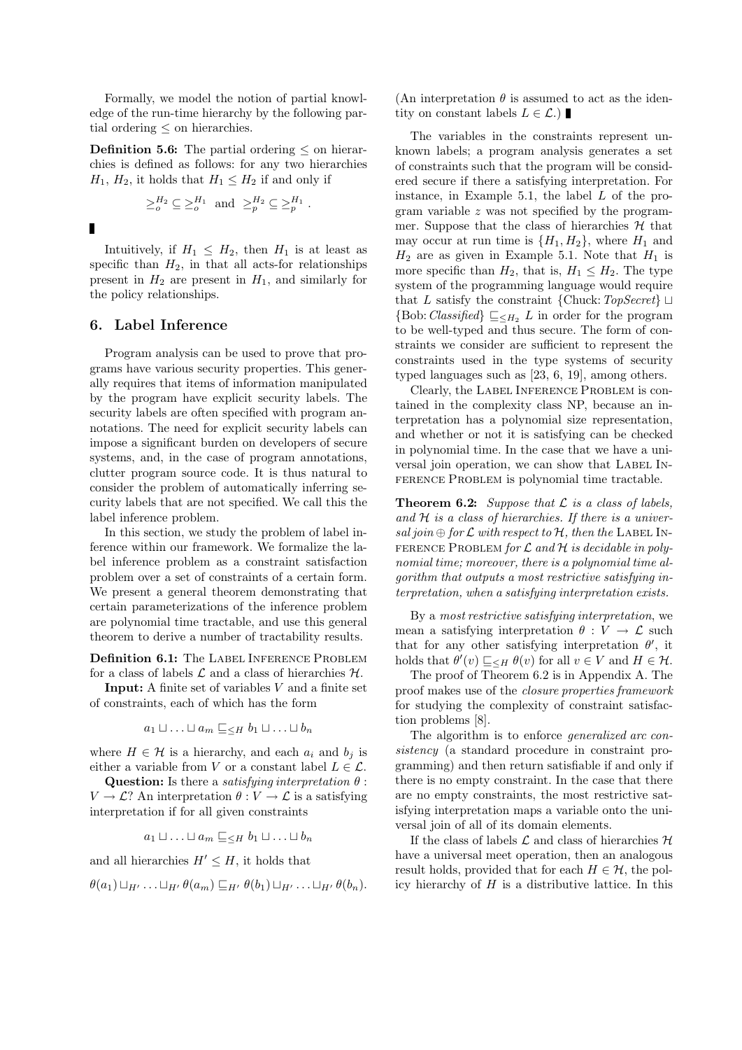Formally, we model the notion of partial knowledge of the run-time hierarchy by the following partial ordering $\leq$ on hierarchies.

**Definition 5.6:** The partial ordering $\leq$ on hierarchies is defined as follows: for any two hierarchies $H_1$, $H_2$, it holds that $H_1 \leq H_2$ if and only if

$$\succeq_o^{H_2} \subseteq \succeq_o^{H_1} \text{ and } \succeq_p^{H_2} \subseteq \succeq_p^{H_1} .$$

∎

Intuitively, if $H_1 \leq H_2$, then $H_1$ is at least as specific than $H_2$, in that all acts-for relationships present in $H_2$ are present in $H_1$, and similarly for the policy relationships.

## 6. Label Inference

Program analysis can be used to prove that programs have various security properties. This generally requires that items of information manipulated by the program have explicit security labels. The security labels are often specified with program annotations. The need for explicit security labels can impose a significant burden on developers of secure systems, and, in the case of program annotations, clutter program source code. It is thus natural to consider the problem of automatically inferring security labels that are not specified. We call this the label inference problem.

In this section, we study the problem of label inference within our framework. We formalize the label inference problem as a constraint satisfaction problem over a set of constraints of a certain form. We present a general theorem demonstrating that certain parameterizations of the inference problem are polynomial time tractable, and use this general theorem to derive a number of tractability results.

**Definition 6.1:** The Label Inference Problem for a class of labels $\mathcal{L}$ and a class of hierarchies $\mathcal{H}$.

**Input:** A finite set of variables $V$ and a finite set of constraints, each of which has the form

$$a_1 \sqcup \ldots \sqcup a_m \sqsubseteq_{\leq H} b_1 \sqcup \ldots \sqcup b_n$$

where $H \in \mathcal{H}$ is a hierarchy, and each $a_i$ and $b_j$ is either a variable from $V$ or a constant label $L \in \mathcal{L}$.

**Question:** Is there a *satisfying interpretation* $\theta : V \to \mathcal{L}$? An interpretation $\theta : V \to \mathcal{L}$ is a satisfying interpretation if for all given constraints

$$a_1 \sqcup \ldots \sqcup a_m \sqsubseteq_{\leq H} b_1 \sqcup \ldots \sqcup b_n$$

and all hierarchies $H' \leq H$, it holds that

$$\theta(a_1) \sqcup_{H'} \ldots \sqcup_{H'} \theta(a_m) \sqsubseteq_{H'} \theta(b_1) \sqcup_{H'} \ldots \sqcup_{H'} \theta(b_n).$$

(An interpretation $\theta$ is assumed to act as the identity on constant labels $L \in \mathcal{L}$.) ∎

The variables in the constraints represent unknown labels; a program analysis generates a set of constraints such that the program will be considered secure if there a satisfying interpretation. For instance, in Example 5.1, the label $L$ of the program variable $z$ was not specified by the programmer. Suppose that the class of hierarchies $\mathcal{H}$ that may occur at run time is $\{H_1, H_2\}$, where $H_1$ and $H_2$ are as given in Example 5.1. Note that $H_1$ is more specific than $H_2$, that is, $H_1 \leq H_2$. The type system of the programming language would require that $L$ satisfy the constraint $\{\text{Chuck}: \textit{TopSecret}\} \sqcup \{\text{Bob}: \textit{Classified}\} \sqsubseteq_{\leq H_2} L$ in order for the program to be well-typed and thus secure. The form of constraints we consider are sufficient to represent the constraints used in the type systems of security typed languages such as [23, 6, 19], among others.

Clearly, the Label Inference Problem is contained in the complexity class NP, because an interpretation has a polynomial size representation, and whether or not it is satisfying can be checked in polynomial time. In the case that we have a universal join operation, we can show that Label Inference Problem is polynomial time tractable.

**Theorem 6.2:** *Suppose that $\mathcal{L}$ is a class of labels, and $\mathcal{H}$ is a class of hierarchies. If there is a universal join $\oplus$ for $\mathcal{L}$ with respect to $\mathcal{H}$, then the* Label Inference Problem *for $\mathcal{L}$ and $\mathcal{H}$ is decidable in polynomial time; moreover, there is a polynomial time algorithm that outputs a most restrictive satisfying interpretation, when a satisfying interpretation exists.*

By a *most restrictive satisfying interpretation*, we mean a satisfying interpretation $\theta : V \to \mathcal{L}$ such that for any other satisfying interpretation $\theta'$, it holds that $\theta'(v) \sqsubseteq_{\leq H} \theta(v)$ for all $v \in V$ and $H \in \mathcal{H}$.

The proof of Theorem 6.2 is in Appendix A. The proof makes use of the *closure properties framework* for studying the complexity of constraint satisfaction problems [8].

The algorithm is to enforce *generalized arc consistency* (a standard procedure in constraint programming) and then return satisfiable if and only if there is no empty constraint. In the case that there are no empty constraints, the most restrictive satisfying interpretation maps a variable onto the universal join of all of its domain elements.

If the class of labels $\mathcal{L}$ and class of hierarchies $\mathcal{H}$ have a universal meet operation, then an analogous result holds, provided that for each $H \in \mathcal{H}$, the policy hierarchy of $H$ is a distributive lattice. In this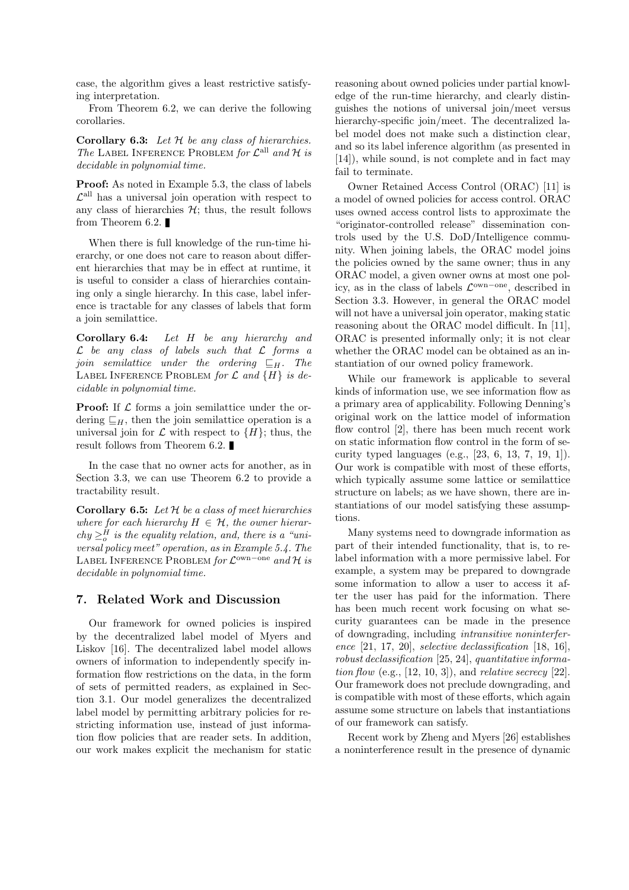case, the algorithm gives a least restrictive satisfying interpretation.

From Theorem 6.2, we can derive the following corollaries.

**Corollary 6.3:** *Let $\mathcal{H}$ be any class of hierarchies. The* Label Inference Problem *for $\mathcal{L}^{\mathrm{all}}$ and $\mathcal{H}$ is decidable in polynomial time.*

**Proof:** As noted in Example 5.3, the class of labels $\mathcal{L}^{\mathrm{all}}$ has a universal join operation with respect to any class of hierarchies $\mathcal{H}$; thus, the result follows from Theorem 6.2. ∎

When there is full knowledge of the run-time hierarchy, or one does not care to reason about different hierarchies that may be in effect at runtime, it is useful to consider a class of hierarchies containing only a single hierarchy. In this case, label inference is tractable for any classes of labels that form a join semilattice.

**Corollary 6.4:** *Let $H$ be any hierarchy and $\mathcal{L}$ be any class of labels such that $\mathcal{L}$ forms a join semilattice under the ordering $\sqsubseteq_H$. The* Label Inference Problem *for $\mathcal{L}$ and $\{H\}$ is decidable in polynomial time.*

**Proof:** If $\mathcal{L}$ forms a join semilattice under the ordering $\sqsubseteq_H$, then the join semilattice operation is a universal join for $\mathcal{L}$ with respect to $\{H\}$; thus, the result follows from Theorem 6.2. ∎

In the case that no owner acts for another, as in Section 3.3, we can use Theorem 6.2 to provide a tractability result.

**Corollary 6.5:** *Let $\mathcal{H}$ be a class of meet hierarchies where for each hierarchy $H \in \mathcal{H}$, the owner hierarchy $\succeq_o^H$ is the equality relation, and, there is a "universal policy meet" operation, as in Example 5.4. The* Label Inference Problem *for $\mathcal{L}^{\mathrm{own-one}}$ and $\mathcal{H}$ is decidable in polynomial time.*

## 7. Related Work and Discussion

Our framework for owned policies is inspired by the decentralized label model of Myers and Liskov [16]. The decentralized label model allows owners of information to independently specify information flow restrictions on the data, in the form of sets of permitted readers, as explained in Section 3.1. Our model generalizes the decentralized label model by permitting arbitrary policies for restricting information use, instead of just information flow policies that are reader sets. In addition, our work makes explicit the mechanism for static reasoning about owned policies under partial knowledge of the run-time hierarchy, and clearly distinguishes the notions of universal join/meet versus hierarchy-specific join/meet. The decentralized label model does not make such a distinction clear, and so its label inference algorithm (as presented in [14]), while sound, is not complete and in fact may fail to terminate.

Owner Retained Access Control (ORAC) [11] is a model of owned policies for access control. ORAC uses owned access control lists to approximate the "originator-controlled release" dissemination controls used by the U.S. DoD/Intelligence community. When joining labels, the ORAC model joins the policies owned by the same owner; thus in any ORAC model, a given owner owns at most one policy, as in the class of labels $\mathcal{L}^{\mathrm{own-one}}$, described in Section 3.3. However, in general the ORAC model will not have a universal join operator, making static reasoning about the ORAC model difficult. In [11], ORAC is presented informally only; it is not clear whether the ORAC model can be obtained as an instantiation of our owned policy framework.

While our framework is applicable to several kinds of information use, we see information flow as a primary area of applicability. Following Denning's original work on the lattice model of information flow control [2], there has been much recent work on static information flow control in the form of security typed languages (e.g., [23, 6, 13, 7, 19, 1]). Our work is compatible with most of these efforts, which typically assume some lattice or semilattice structure on labels; as we have shown, there are instantiations of our model satisfying these assumptions.

Many systems need to downgrade information as part of their intended functionality, that is, to relabel information with a more permissive label. For example, a system may be prepared to downgrade some information to allow a user to access it after the user has paid for the information. There has been much recent work focusing on what security guarantees can be made in the presence of downgrading, including *intransitive noninterference* [21, 17, 20], *selective declassification* [18, 16], *robust declassification* [25, 24], *quantitative information flow* (e.g., [12, 10, 3]), and *relative secrecy* [22]. Our framework does not preclude downgrading, and is compatible with most of these efforts, which again assume some structure on labels that instantiations of our framework can satisfy.

Recent work by Zheng and Myers [26] establishes a noninterference result in the presence of dynamic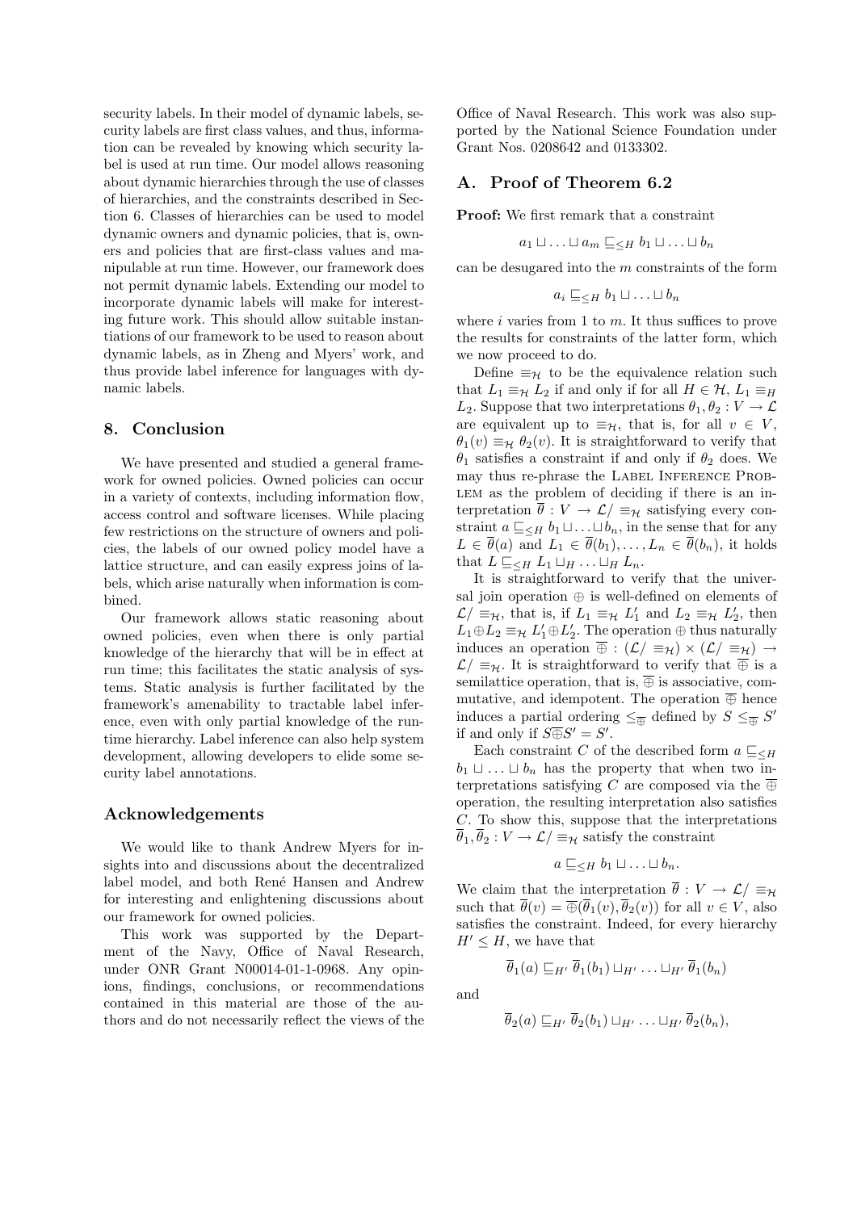security labels. In their model of dynamic labels, security labels are first class values, and thus, information can be revealed by knowing which security label is used at run time. Our model allows reasoning about dynamic hierarchies through the use of classes of hierarchies, and the constraints described in Section 6. Classes of hierarchies can be used to model dynamic owners and dynamic policies, that is, owners and policies that are first-class values and manipulable at run time. However, our framework does not permit dynamic labels. Extending our model to incorporate dynamic labels will make for interesting future work. This should allow suitable instantiations of our framework to be used to reason about dynamic labels, as in Zheng and Myers' work, and thus provide label inference for languages with dynamic labels.

## 8. Conclusion

We have presented and studied a general framework for owned policies. Owned policies can occur in a variety of contexts, including information flow, access control and software licenses. While placing few restrictions on the structure of owners and policies, the labels of our owned policy model have a lattice structure, and can easily express joins of labels, which arise naturally when information is combined.

Our framework allows static reasoning about owned policies, even when there is only partial knowledge of the hierarchy that will be in effect at run time; this facilitates the static analysis of systems. Static analysis is further facilitated by the framework's amenability to tractable label inference, even with only partial knowledge of the runtime hierarchy. Label inference can also help system development, allowing developers to elide some security label annotations.

## Acknowledgements

We would like to thank Andrew Myers for insights into and discussions about the decentralized label model, and both René Hansen and Andrew for interesting and enlightening discussions about our framework for owned policies.

This work was supported by the Department of the Navy, Office of Naval Research, under ONR Grant N00014-01-1-0968. Any opinions, findings, conclusions, or recommendations contained in this material are those of the authors and do not necessarily reflect the views of the Office of Naval Research. This work was also supported by the National Science Foundation under Grant Nos. 0208642 and 0133302.

## A. Proof of Theorem 6.2

**Proof:** We first remark that a constraint

$$a_1 \sqcup \ldots \sqcup a_m \sqsubseteq_{\leq H} b_1 \sqcup \ldots \sqcup b_n$$

can be desugared into the $m$ constraints of the form

$$a_i \sqsubseteq_{\leq H} b_1 \sqcup \ldots \sqcup b_n$$

where $i$ varies from 1 to $m$. It thus suffices to prove the results for constraints of the latter form, which we now proceed to do.

Define $\equiv_{\mathcal{H}}$ to be the equivalence relation such that $L_1 \equiv_{\mathcal{H}} L_2$ if and only if for all $H \in \mathcal{H}$, $L_1 \equiv_H L_2$. Suppose that two interpretations $\theta_1, \theta_2 : V \to \mathcal{L}$ are equivalent up to $\equiv_{\mathcal{H}}$, that is, for all $v \in V$, $\theta_1(v) \equiv_{\mathcal{H}} \theta_2(v)$. It is straightforward to verify that $\theta_1$ satisfies a constraint if and only if $\theta_2$ does. We may thus re-phrase the Label Inference Problem as the problem of deciding if there is an interpretation $\overline{\theta} : V \to \mathcal{L}/\equiv_{\mathcal{H}}$ satisfying every constraint $a \sqsubseteq_{\leq H} b_1 \sqcup \ldots \sqcup b_n$, in the sense that for any $L \in \overline{\theta}(a)$ and $L_1 \in \overline{\theta}(b_1), \ldots, L_n \in \overline{\theta}(b_n)$, it holds that $L \sqsubseteq_{\leq H} L_1 \sqcup_H \ldots \sqcup_H L_n$.

It is straightforward to verify that the universal join operation $\oplus$ is well-defined on elements of $\mathcal{L}/\equiv_{\mathcal{H}}$, that is, if $L_1 \equiv_{\mathcal{H}} L_1'$ and $L_2 \equiv_{\mathcal{H}} L_2'$, then $L_1 \oplus L_2 \equiv_{\mathcal{H}} L_1' \oplus L_2'$. The operation $\oplus$ thus naturally induces an operation $\overline{\oplus} : (\mathcal{L}/\equiv_{\mathcal{H}}) \times (\mathcal{L}/\equiv_{\mathcal{H}}) \to \mathcal{L}/\equiv_{\mathcal{H}}$. It is straightforward to verify that $\overline{\oplus}$ is a semilattice operation, that is, $\overline{\oplus}$ is associative, commutative, and idempotent. The operation $\overline{\oplus}$ hence induces a partial ordering $\leq_{\overline{\oplus}}$ defined by $S \leq_{\overline{\oplus}} S'$ if and only if $S \overline{\oplus} S' = S'$.

Each constraint $C$ of the described form $a \sqsubseteq_{\leq H} b_1 \sqcup \ldots \sqcup b_n$ has the property that when two interpretations satisfying $C$ are composed via the $\overline{\oplus}$ operation, the resulting interpretation also satisfies $C$. To show this, suppose that the interpretations $\overline{\theta}_1, \overline{\theta}_2 : V \to \mathcal{L}/\equiv_{\mathcal{H}}$ satisfy the constraint

$$a \sqsubseteq_{\leq H} b_1 \sqcup \ldots \sqcup b_n.$$

We claim that the interpretation $\overline{\theta} : V \to \mathcal{L}/\equiv_{\mathcal{H}}$ such that $\overline{\theta}(v) = \overline{\oplus}(\overline{\theta}_1(v), \overline{\theta}_2(v))$ for all $v \in V$, also satisfies the constraint. Indeed, for every hierarchy $H' \leq H$, we have that

$$\overline{\theta}_1(a) \sqsubseteq_{H'} \overline{\theta}_1(b_1) \sqcup_{H'} \ldots \sqcup_{H'} \overline{\theta}_1(b_n)$$

and

$$\overline{\theta}_2(a) \sqsubseteq_{H'} \overline{\theta}_2(b_1) \sqcup_{H'} \ldots \sqcup_{H'} \overline{\theta}_2(b_n),$$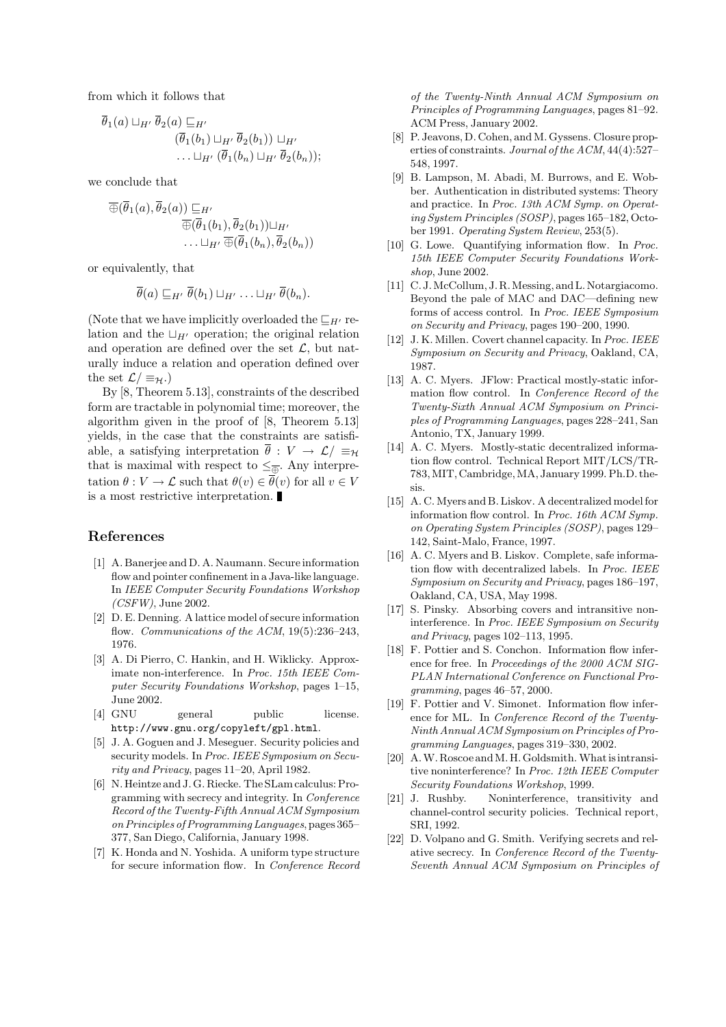from which it follows that

$$\overline{\theta}_1(a) \sqcup_{H'} \overline{\theta}_2(a) \sqsubseteq_{H'} (\overline{\theta}_1(b_1) \sqcup_{H'} \overline{\theta}_2(b_1)) \sqcup_{H'} \ldots \sqcup_{H'} (\overline{\theta}_1(b_n) \sqcup_{H'} \overline{\theta}_2(b_n));$$

we conclude that

$$\overline{\oplus}(\overline{\theta}_1(a), \overline{\theta}_2(a)) \sqsubseteq_{H'} \overline{\oplus}(\overline{\theta}_1(b_1), \overline{\theta}_2(b_1)) \sqcup_{H'} \ldots \sqcup_{H'} \overline{\oplus}(\overline{\theta}_1(b_n), \overline{\theta}_2(b_n))$$

or equivalently, that

$$\overline{\theta}(a) \sqsubseteq_{H'} \overline{\theta}(b_1) \sqcup_{H'} \ldots \sqcup_{H'} \overline{\theta}(b_n).$$

(Note that we have implicitly overloaded the $\sqsubseteq_{H'}$ relation and the $\sqcup_{H'}$ operation; the original relation and operation are defined over the set $\mathcal{L}$, but naturally induce a relation and operation defined over the set $\mathcal{L}/\equiv_{\mathcal{H}}$.)

By [8, Theorem 5.13], constraints of the described form are tractable in polynomial time; moreover, the algorithm given in the proof of [8, Theorem 5.13] yields, in the case that the constraints are satisfiable, a satisfying interpretation $\overline{\theta} : V \to \mathcal{L}/\equiv_{\mathcal{H}}$ that is maximal with respect to $\leq_{\overline{\oplus}}$. Any interpretation $\theta : V \to \mathcal{L}$ such that $\theta(v) \in \overline{\theta}(v)$ for all $v \in V$ is a most restrictive interpretation. ∎

## References

[1] A. Banerjee and D. A. Naumann. Secure information flow and pointer confinement in a Java-like language. In *IEEE Computer Security Foundations Workshop (CSFW)*, June 2002.

[2] D. E. Denning. A lattice model of secure information flow. *Communications of the ACM*, 19(5):236–243, 1976.

[3] A. Di Pierro, C. Hankin, and H. Wiklicky. Approximate non-interference. In *Proc. 15th IEEE Computer Security Foundations Workshop*, pages 1–15, June 2002.

[4] GNU general public license. `http://www.gnu.org/copyleft/gpl.html`.

[5] J. A. Goguen and J. Meseguer. Security policies and security models. In *Proc. IEEE Symposium on Security and Privacy*, pages 11–20, April 1982.

[6] N. Heintze and J. G. Riecke. The SLam calculus: Programming with secrecy and integrity. In *Conference Record of the Twenty-Fifth Annual ACM Symposium on Principles of Programming Languages*, pages 365–377, San Diego, California, January 1998.

[7] K. Honda and N. Yoshida. A uniform type structure for secure information flow. In *Conference Record of the Twenty-Ninth Annual ACM Symposium on Principles of Programming Languages*, pages 81–92. ACM Press, January 2002.

[8] P. Jeavons, D. Cohen, and M. Gyssens. Closure properties of constraints. *Journal of the ACM*, 44(4):527–548, 1997.

[9] B. Lampson, M. Abadi, M. Burrows, and E. Wobber. Authentication in distributed systems: Theory and practice. In *Proc. 13th ACM Symp. on Operating System Principles (SOSP)*, pages 165–182, October 1991. *Operating System Review*, 253(5).

[10] G. Lowe. Quantifying information flow. In *Proc. 15th IEEE Computer Security Foundations Workshop*, June 2002.

[11] C. J. McCollum, J. R. Messing, and L. Notargiacomo. Beyond the pale of MAC and DAC—defining new forms of access control. In *Proc. IEEE Symposium on Security and Privacy*, pages 190–200, 1990.

[12] J. K. Millen. Covert channel capacity. In *Proc. IEEE Symposium on Security and Privacy*, Oakland, CA, 1987.

[13] A. C. Myers. JFlow: Practical mostly-static information flow control. In *Conference Record of the Twenty-Sixth Annual ACM Symposium on Principles of Programming Languages*, pages 228–241, San Antonio, TX, January 1999.

[14] A. C. Myers. Mostly-static decentralized information flow control. Technical Report MIT/LCS/TR-783, MIT, Cambridge, MA, January 1999. Ph.D. thesis.

[15] A. C. Myers and B. Liskov. A decentralized model for information flow control. In *Proc. 16th ACM Symp. on Operating System Principles (SOSP)*, pages 129–142, Saint-Malo, France, 1997.

[16] A. C. Myers and B. Liskov. Complete, safe information flow with decentralized labels. In *Proc. IEEE Symposium on Security and Privacy*, pages 186–197, Oakland, CA, USA, May 1998.

[17] S. Pinsky. Absorbing covers and intransitive noninterference. In *Proc. IEEE Symposium on Security and Privacy*, pages 102–113, 1995.

[18] F. Pottier and S. Conchon. Information flow inference for free. In *Proceedings of the 2000 ACM SIGPLAN International Conference on Functional Programming*, pages 46–57, 2000.

[19] F. Pottier and V. Simonet. Information flow inference for ML. In *Conference Record of the Twenty-Ninth Annual ACM Symposium on Principles of Programming Languages*, pages 319–330, 2002.

[20] A. W. Roscoe and M. H. Goldsmith. What is intransitive noninterference? In *Proc. 12th IEEE Computer Security Foundations Workshop*, 1999.

[21] J. Rushby. Noninterference, transitivity and channel-control security policies. Technical report, SRI, 1992.

[22] D. Volpano and G. Smith. Verifying secrets and relative secrecy. In *Conference Record of the Twenty-Seventh Annual ACM Symposium on Principles of*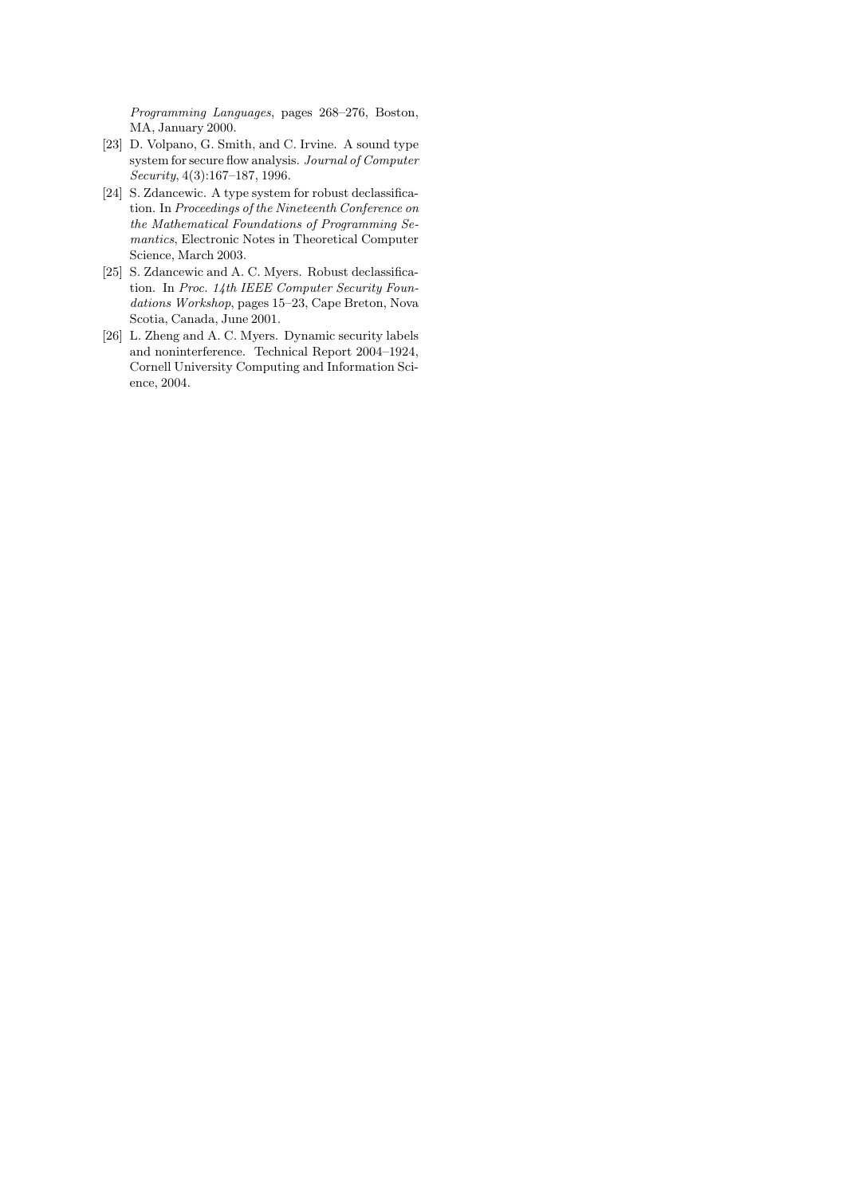*Programming Languages*, pages 268–276, Boston, MA, January 2000.

[23] D. Volpano, G. Smith, and C. Irvine. A sound type system for secure flow analysis. *Journal of Computer Security*, 4(3):167–187, 1996.

[24] S. Zdancewic. A type system for robust declassification. In *Proceedings of the Nineteenth Conference on the Mathematical Foundations of Programming Semantics*, Electronic Notes in Theoretical Computer Science, March 2003.

[25] S. Zdancewic and A. C. Myers. Robust declassification. In *Proc. 14th IEEE Computer Security Foundations Workshop*, pages 15–23, Cape Breton, Nova Scotia, Canada, June 2001.

[26] L. Zheng and A. C. Myers. Dynamic security labels and noninterference. Technical Report 2004–1924, Cornell University Computing and Information Science, 2004.